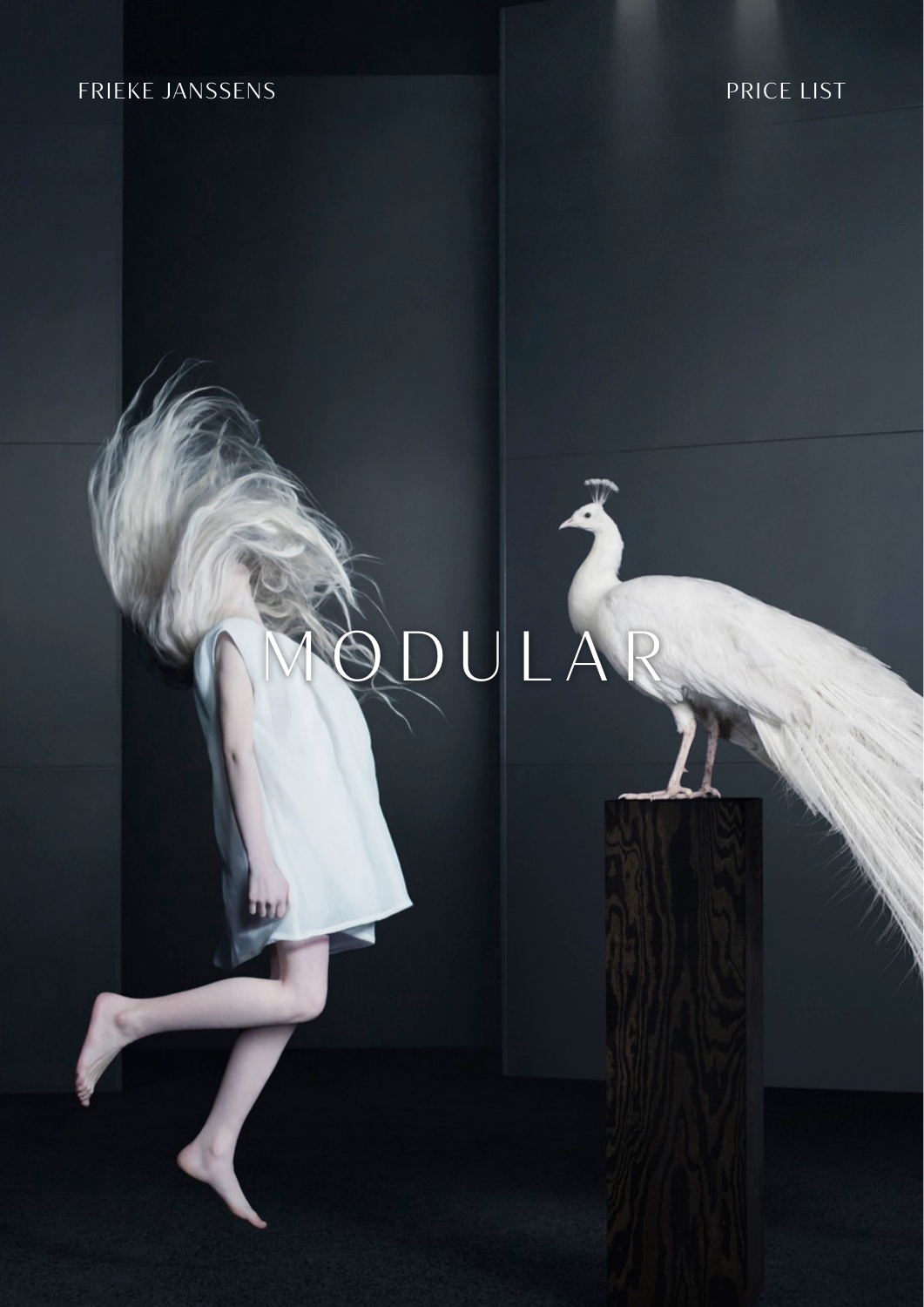FRIEKE JANSSENS

PRICE LIST

# MODULAR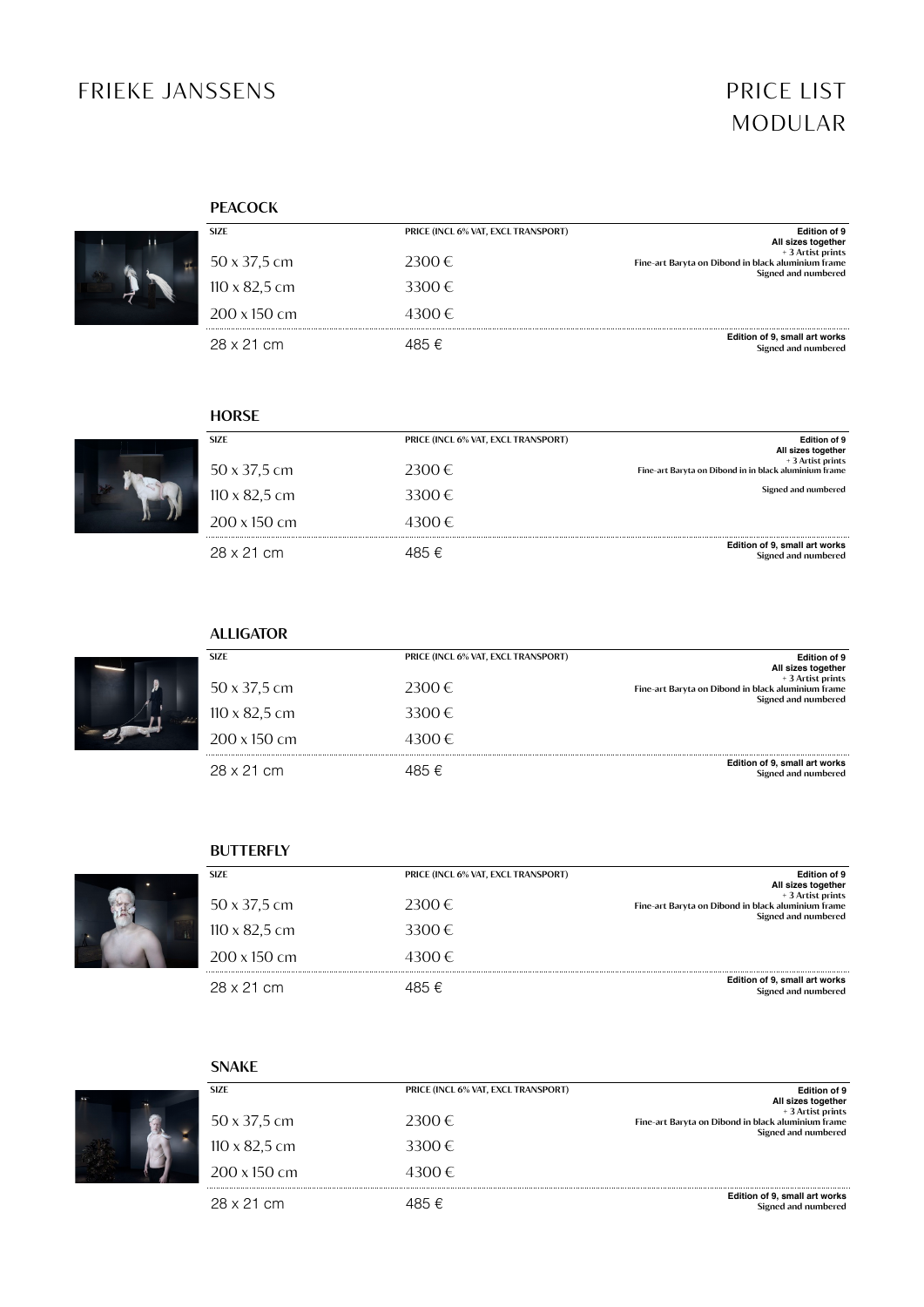# FRIEKE JANSSENS

# PRICE LIST MODULAR

## PEACOCK

| SIZE | PRICE (INCL 6% VAT, EXCL TRANSPORT) | |
|---|---|---|
| 50 x 37,5 cm | 2300 € | **Edition of 9** **All sizes together** + 3 Artist prints Fine-art Baryta on Dibond in black aluminium frame Signed and numbered |
| 110 x 82,5 cm | 3300 € | |
| 200 x 150 cm | 4300 € | |
| 28 x 21 cm | 485 € | **Edition of 9, small art works** Signed and numbered |

## HORSE

| SIZE | PRICE (INCL 6% VAT, EXCL TRANSPORT) | |
|---|---|---|
| 50 x 37,5 cm | 2300 € | **Edition of 9** **All sizes together** + 3 Artist prints Fine-art Baryta on Dibond in in black aluminium frame |
| 110 x 82,5 cm | 3300 € | Signed and numbered |
| 200 x 150 cm | 4300 € | |
| 28 x 21 cm | 485 € | **Edition of 9, small art works** Signed and numbered |

## ALLIGATOR

| SIZE | PRICE (INCL 6% VAT, EXCL TRANSPORT) | |
|---|---|---|
| 50 x 37,5 cm | 2300 € | **Edition of 9** **All sizes together** + 3 Artist prints Fine-art Baryta on Dibond in in black aluminium frame Signed and numbered |
| 110 x 82,5 cm | 3300 € | |
| 200 x 150 cm | 4300 € | |
| 28 x 21 cm | 485 € | **Edition of 9, small art works** Signed and numbered |

## BUTTERFLY

| SIZE | PRICE (INCL 6% VAT, EXCL TRANSPORT) | |
|---|---|---|
| 50 x 37,5 cm | 2300 € | **Edition of 9** **All sizes together** + 3 Artist prints Fine-art Baryta on Dibond in black aluminium frame Signed and numbered |
| 110 x 82,5 cm | 3300 € | |
| 200 x 150 cm | 4300 € | |
| 28 x 21 cm | 485 € | **Edition of 9, small art works** Signed and numbered |

## SNAKE

| SIZE | PRICE (INCL 6% VAT, EXCL TRANSPORT) | |
|---|---|---|
| 50 x 37,5 cm | 2300 € | **Edition of 9** **All sizes together** + 3 Artist prints Fine-art Baryta on Dibond in black aluminium frame Signed and numbered |
| 110 x 82,5 cm | 3300 € | |
| 200 x 150 cm | 4300 € | |
| 28 x 21 cm | 485 € | **Edition of 9, small art works** Signed and numbered |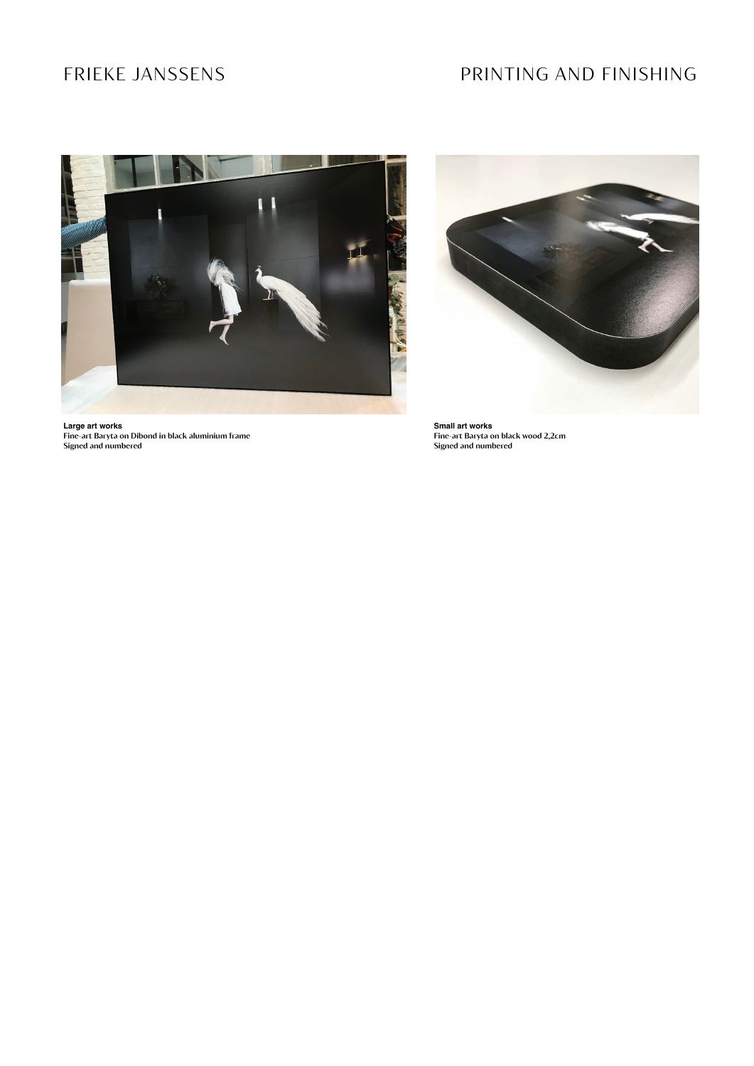**Large art works**
Fine-art Baryta on Dibond in black aluminium frame
Signed and numbered

**Small art works**
Fine-art Baryta on black wood 2,2cm
Signed and numbered